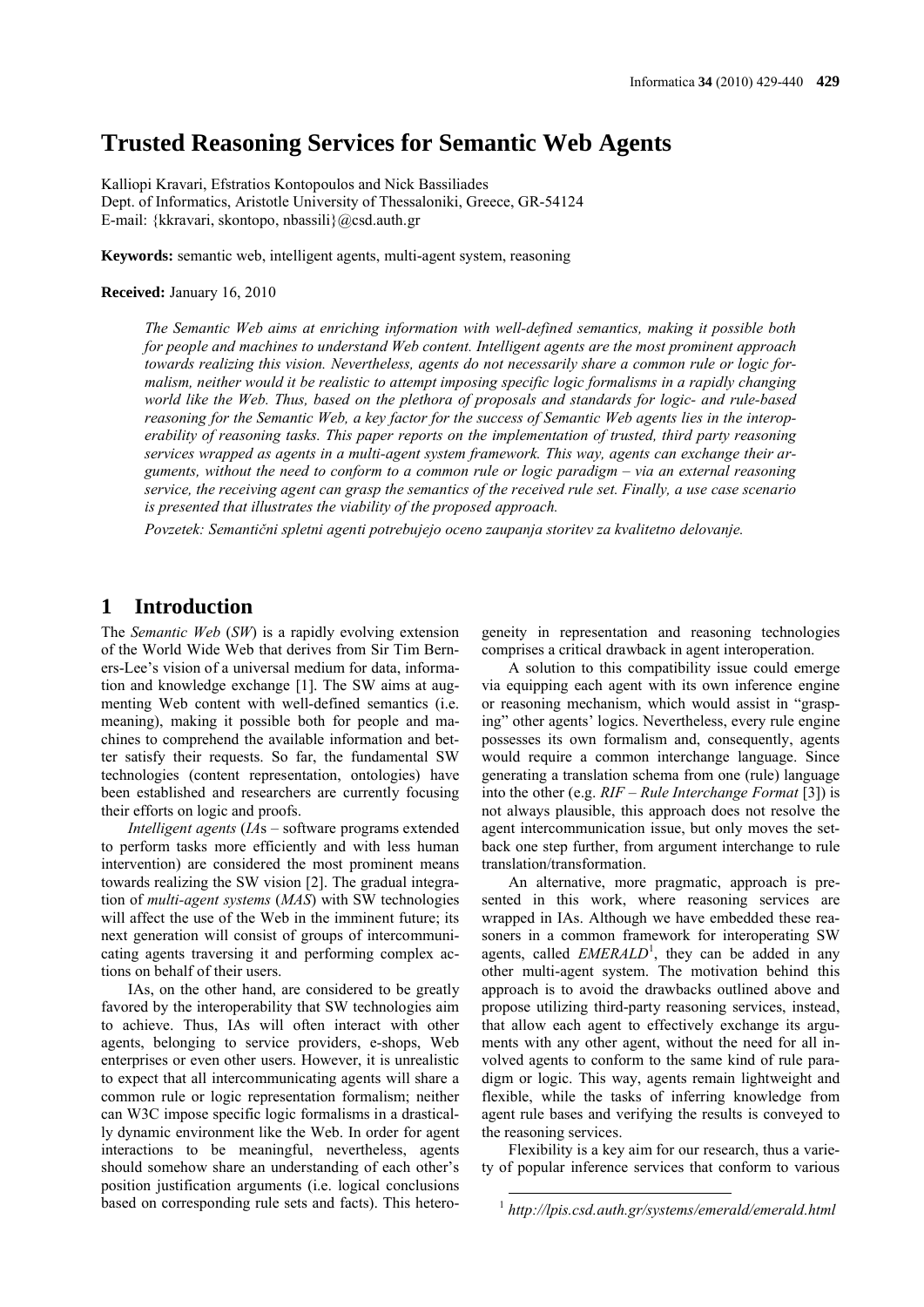# Trusted Reasoning Services for Semantic Web Agents

Kalliopi Kravari, Efstratios Kontopoulos and Nick Bassiliades  
Dept. of Informatics, Aristotle University of Thessaloniki, Greece, GR-54124  
E-mail: {kkravari, skontopo, nbassili}@csd.auth.gr

**Keywords:** semantic web, intelligent agents, multi-agent system, reasoning

**Received:** January 16, 2010

*The Semantic Web aims at enriching information with well-defined semantics, making it possible both for people and machines to understand Web content. Intelligent agents are the most prominent approach towards realizing this vision. Nevertheless, agents do not necessarily share a common rule or logic formalism, neither would it be realistic to attempt imposing specific logic formalisms in a rapidly changing world like the Web. Thus, based on the plethora of proposals and standards for logic- and rule-based reasoning for the Semantic Web, a key factor for the success of Semantic Web agents lies in the interoperability of reasoning tasks. This paper reports on the implementation of trusted, third party reasoning services wrapped as agents in a multi-agent system framework. This way, agents can exchange their arguments, without the need to conform to a common rule or logic paradigm – via an external reasoning service, the receiving agent can grasp the semantics of the received rule set. Finally, a use case scenario is presented that illustrates the viability of the proposed approach.*

*Povzetek: Semantični spletni agenti potrebujejo oceno zaupanja storitev za kvalitetno delovanje.*

## 1 Introduction

The *Semantic Web* (*SW*) is a rapidly evolving extension of the World Wide Web that derives from Sir Tim Berners-Lee's vision of a universal medium for data, information and knowledge exchange [1]. The SW aims at augmenting Web content with well-defined semantics (i.e. meaning), making it possible both for people and machines to comprehend the available information and better satisfy their requests. So far, the fundamental SW technologies (content representation, ontologies) have been established and researchers are currently focusing their efforts on logic and proofs.

*Intelligent agents* (*IA*s – software programs extended to perform tasks more efficiently and with less human intervention) are considered the most prominent means towards realizing the SW vision [2]. The gradual integration of *multi-agent systems* (*MAS*) with SW technologies will affect the use of the Web in the imminent future; its next generation will consist of groups of intercommunicating agents traversing it and performing complex actions on behalf of their users.

IAs, on the other hand, are considered to be greatly favored by the interoperability that SW technologies aim to achieve. Thus, IAs will often interact with other agents, belonging to service providers, e-shops, Web enterprises or even other users. However, it is unrealistic to expect that all intercommunicating agents will share a common rule or logic representation formalism; neither can W3C impose specific logic formalisms in a drastically dynamic environment like the Web. In order for agent interactions to be meaningful, nevertheless, agents should somehow share an understanding of each other's position justification arguments (i.e. logical conclusions based on corresponding rule sets and facts). This heterogeneity in representation and reasoning technologies comprises a critical drawback in agent interoperation.

A solution to this compatibility issue could emerge via equipping each agent with its own inference engine or reasoning mechanism, which would assist in "grasping" other agents' logics. Nevertheless, every rule engine possesses its own formalism and, consequently, agents would require a common interchange language. Since generating a translation schema from one (rule) language into the other (e.g. *RIF – Rule Interchange Format* [3]) is not always plausible, this approach does not resolve the agent intercommunication issue, but only moves the setback one step further, from argument interchange to rule translation/transformation.

An alternative, more pragmatic, approach is presented in this work, where reasoning services are wrapped in IAs. Although we have embedded these reasoners in a common framework for interoperating SW agents, called *EMERALD*[1], they can be added in any other multi-agent system. The motivation behind this approach is to avoid the drawbacks outlined above and propose utilizing third-party reasoning services, instead, that allow each agent to effectively exchange its arguments with any other agent, without the need for all involved agents to conform to the same kind of rule paradigm or logic. This way, agents remain lightweight and flexible, while the tasks of inferring knowledge from agent rule bases and verifying the results is conveyed to the reasoning services.

Flexibility is a key aim for our research, thus a variety of popular inference services that conform to various

[1] *http://lpis.csd.auth.gr/systems/emerald/emerald.html*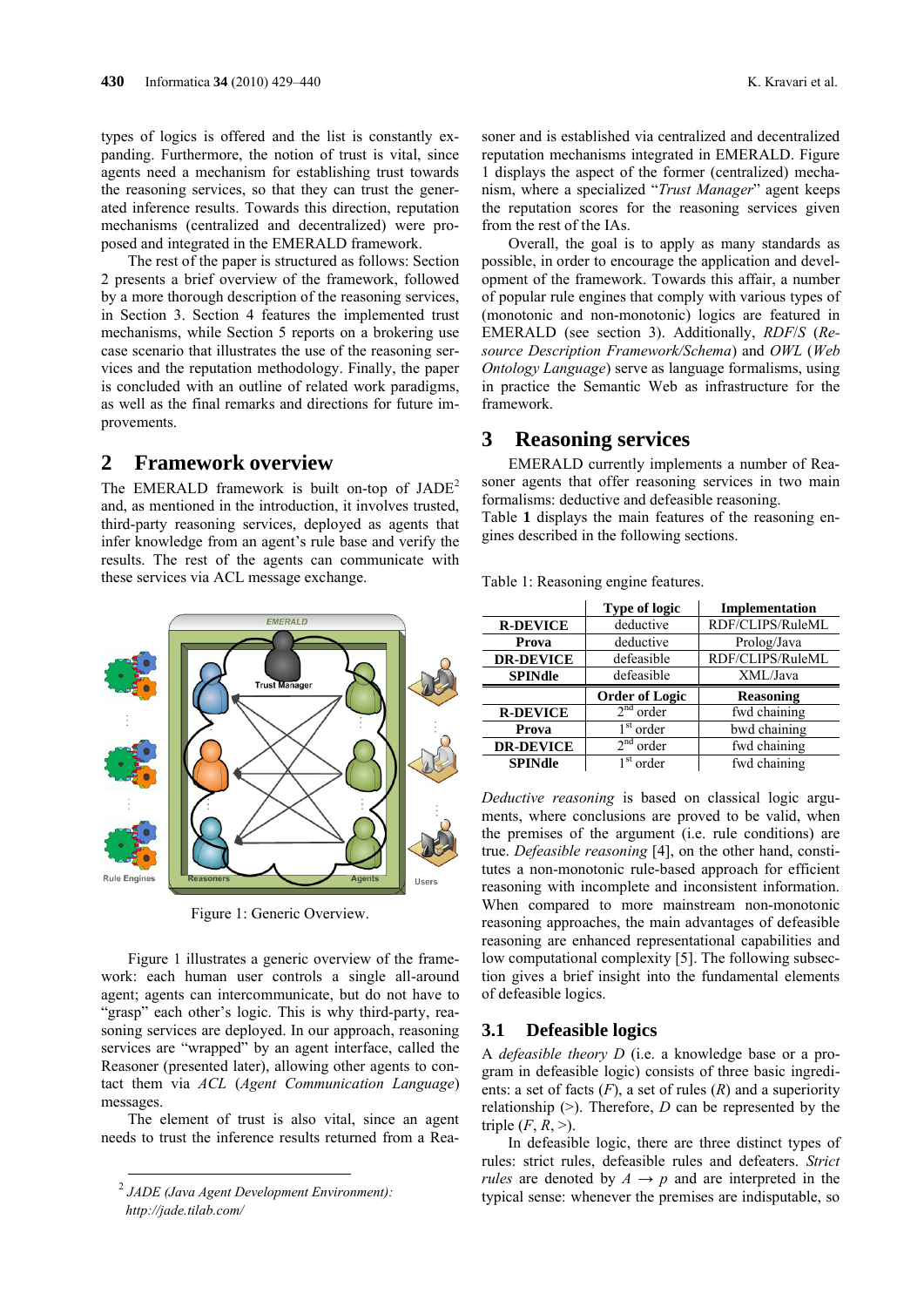types of logics is offered and the list is constantly expanding. Furthermore, the notion of trust is vital, since agents need a mechanism for establishing trust towards the reasoning services, so that they can trust the generated inference results. Towards this direction, reputation mechanisms (centralized and decentralized) were proposed and integrated in the EMERALD framework.

The rest of the paper is structured as follows: Section 2 presents a brief overview of the framework, followed by a more thorough description of the reasoning services, in Section 3. Section 4 features the implemented trust mechanisms, while Section 5 reports on a brokering use case scenario that illustrates the use of the reasoning services and the reputation methodology. Finally, the paper is concluded with an outline of related work paradigms, as well as the final remarks and directions for future improvements.

## 2 Framework overview

The EMERALD framework is built on-top of JADE[2] and, as mentioned in the introduction, it involves trusted, third-party reasoning services, deployed as agents that infer knowledge from an agent's rule base and verify the results. The rest of the agents can communicate with these services via ACL message exchange.

Figure 1: Generic Overview.

Figure 1 illustrates a generic overview of the framework: each human user controls a single all-around agent; agents can intercommunicate, but do not have to "grasp" each other's logic. This is why third-party, reasoning services are deployed. In our approach, reasoning services are "wrapped" by an agent interface, called the Reasoner (presented later), allowing other agents to contact them via *ACL* (*Agent Communication Language*) messages.

The element of trust is also vital, since an agent needs to trust the inference results returned from a Reasoner and is established via centralized and decentralized reputation mechanisms integrated in EMERALD. Figure 1 displays the aspect of the former (centralized) mechanism, where a specialized "*Trust Manager*" agent keeps the reputation scores for the reasoning services given from the rest of the IAs.

Overall, the goal is to apply as many standards as possible, in order to encourage the application and development of the framework. Towards this affair, a number of popular rule engines that comply with various types of (monotonic and non-monotonic) logics are featured in EMERALD (see section 3). Additionally, *RDF/S* (*Resource Description Framework/Schema*) and *OWL* (*Web Ontology Language*) serve as language formalisms, using in practice the Semantic Web as infrastructure for the framework.

## 3 Reasoning services

EMERALD currently implements a number of Reasoner agents that offer reasoning services in two main formalisms: deductive and defeasible reasoning.

Table **1** displays the main features of the reasoning engines described in the following sections.

Table 1: Reasoning engine features.

| | Type of logic | Implementation |
|---|---|---|
| **R-DEVICE** | deductive | RDF/CLIPS/RuleML |
| **Prova** | deductive | Prolog/Java |
| **DR-DEVICE** | defeasible | RDF/CLIPS/RuleML |
| **SPINdle** | defeasible | XML/Java |
| | **Order of Logic** | **Reasoning** |
| **R-DEVICE** | 2nd order | fwd chaining |
| **Prova** | 1st order | bwd chaining |
| **DR-DEVICE** | 2nd order | fwd chaining |
| **SPINdle** | 1st order | fwd chaining |

*Deductive reasoning* is based on classical logic arguments, where conclusions are proved to be valid, when the premises of the argument (i.e. rule conditions) are true. *Defeasible reasoning* [4], on the other hand, constitutes a non-monotonic rule-based approach for efficient reasoning with incomplete and inconsistent information. When compared to more mainstream non-monotonic reasoning approaches, the main advantages of defeasible reasoning are enhanced representational capabilities and low computational complexity [5]. The following subsection gives a brief insight into the fundamental elements of defeasible logics.

### 3.1 Defeasible logics

A *defeasible theory D* (i.e. a knowledge base or a program in defeasible logic) consists of three basic ingredients: a set of facts ($F$), a set of rules ($R$) and a superiority relationship ($>$). Therefore, $D$ can be represented by the triple $(F, R, >)$.

In defeasible logic, there are three distinct types of rules: strict rules, defeasible rules and defeaters. *Strict rules* are denoted by $A \rightarrow p$ and are interpreted in the typical sense: whenever the premises are indisputable, so

[2] *JADE (Java Agent Development Environment): http://jade.tilab.com/*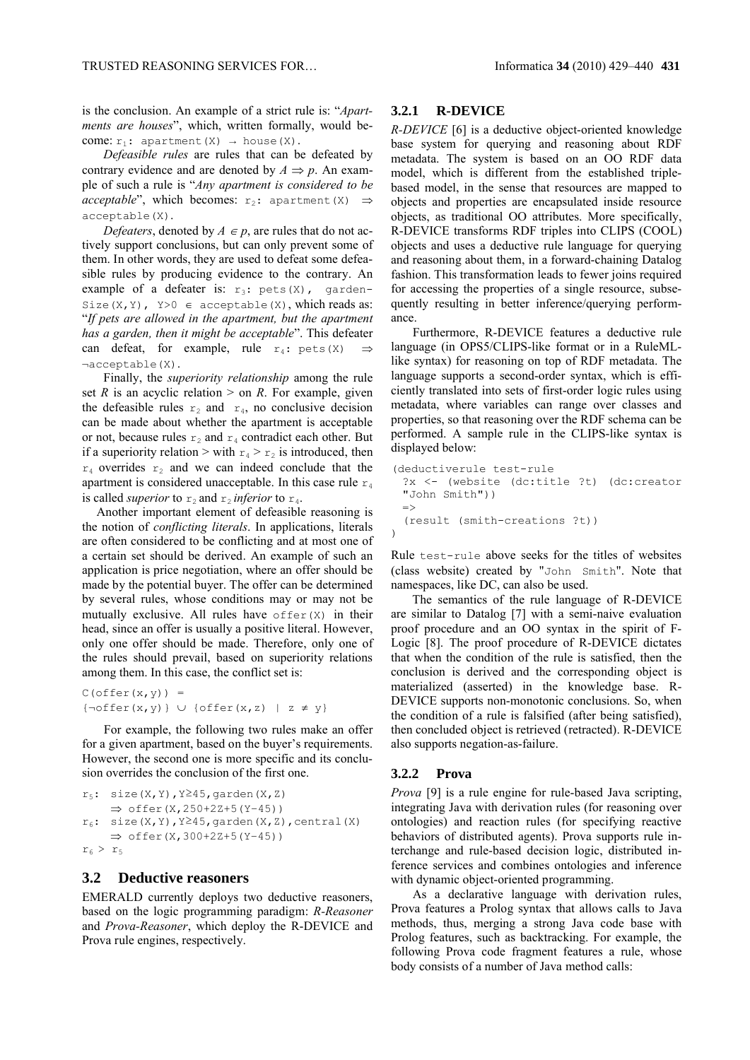is the conclusion. An example of a strict rule is: "*Apartments are houses*", which, written formally, would become: $r_1$: `apartment(X) → house(X)`.

*Defeasible rules* are rules that can be defeated by contrary evidence and are denoted by $A \Rightarrow p$. An example of such a rule is "*Any apartment is considered to be acceptable*", which becomes: $r_2$: `apartment(X) ⇒ acceptable(X)`.

*Defeaters*, denoted by $A \in p$, are rules that do not actively support conclusions, but can only prevent some of them. In other words, they are used to defeat some defeasible rules by producing evidence to the contrary. An example of a defeater is: $r_3$: `pets(X), gardenSize(X,Y), Y>0 ∈ acceptable(X)`, which reads as: "*If pets are allowed in the apartment, but the apartment has a garden, then it might be acceptable*". This defeater can defeat, for example, rule $r_4$: `pets(X) ⇒ ¬acceptable(X)`.

Finally, the *superiority relationship* among the rule set *R* is an acyclic relation > on *R*. For example, given the defeasible rules $r_2$ and $r_4$, no conclusive decision can be made about whether the apartment is acceptable or not, because rules $r_2$ and $r_4$ contradict each other. But if a superiority relation > with $r_4 > r_2$ is introduced, then $r_4$ overrides $r_2$ and we can indeed conclude that the apartment is considered unacceptable. In this case rule $r_4$ is called *superior* to $r_2$ and $r_2$ *inferior* to $r_4$.

Another important element of defeasible reasoning is the notion of *conflicting literals*. In applications, literals are often considered to be conflicting and at most one of a certain set should be derived. An example of such an application is price negotiation, where an offer should be made by the potential buyer. The offer can be determined by several rules, whose conditions may or may not be mutually exclusive. All rules have `offer(X)` in their head, since an offer is usually a positive literal. However, only one offer should be made. Therefore, only one of the rules should prevail, based on superiority relations among them. In this case, the conflict set is:

```
C(offer(x,y)) =
{¬offer(x,y)} ∪ {offer(x,z) | z ≠ y}
```

For example, the following two rules make an offer for a given apartment, based on the buyer's requirements. However, the second one is more specific and its conclusion overrides the conclusion of the first one.

```
r5: size(X,Y),Y≥45,garden(X,Z)
    ⇒ offer(X,250+2Z+5(Y-45))
r6: size(X,Y),Y≥45,garden(X,Z),central(X)
    ⇒ offer(X,300+2Z+5(Y-45))
r6 > r5
```

## 3.2 Deductive reasoners

EMERALD currently deploys two deductive reasoners, based on the logic programming paradigm: *R-Reasoner* and *Prova-Reasoner*, which deploy the R-DEVICE and Prova rule engines, respectively.

### 3.2.1 R-DEVICE

*R-DEVICE* [6] is a deductive object-oriented knowledge base system for querying and reasoning about RDF metadata. The system is based on an OO RDF data model, which is different from the established triple-based model, in the sense that resources are mapped to objects and properties are encapsulated inside resource objects, as traditional OO attributes. More specifically, R-DEVICE transforms RDF triples into CLIPS (COOL) objects and uses a deductive rule language for querying and reasoning about them, in a forward-chaining Datalog fashion. This transformation leads to fewer joins required for accessing the properties of a single resource, subsequently resulting in better inference/querying performance.

Furthermore, R-DEVICE features a deductive rule language (in OPS5/CLIPS-like format or in a RuleML-like syntax) for reasoning on top of RDF metadata. The language supports a second-order syntax, which is efficiently translated into sets of first-order logic rules using metadata, where variables can range over classes and properties, so that reasoning over the RDF schema can be performed. A sample rule in the CLIPS-like syntax is displayed below:

```
(deductiverule test-rule
  ?x <- (website (dc:title ?t) (dc:creator
  "John Smith"))
  =>
  (result (smith-creations ?t))
)
```

Rule `test-rule` above seeks for the titles of websites (class website) created by "`John Smith`". Note that namespaces, like DC, can also be used.

The semantics of the rule language of R-DEVICE are similar to Datalog [7] with a semi-naive evaluation proof procedure and an OO syntax in the spirit of F-Logic [8]. The proof procedure of R-DEVICE dictates that when the condition of the rule is satisfied, then the conclusion is derived and the corresponding object is materialized (asserted) in the knowledge base. R-DEVICE supports non-monotonic conclusions. So, when the condition of a rule is falsified (after being satisfied), then concluded object is retrieved (retracted). R-DEVICE also supports negation-as-failure.

### 3.2.2 Prova

*Prova* [9] is a rule engine for rule-based Java scripting, integrating Java with derivation rules (for reasoning over ontologies) and reaction rules (for specifying reactive behaviors of distributed agents). Prova supports rule interchange and rule-based decision logic, distributed inference services and combines ontologies and inference with dynamic object-oriented programming.

As a declarative language with derivation rules, Prova features a Prolog syntax that allows calls to Java methods, thus, merging a strong Java code base with Prolog features, such as backtracking. For example, the following Prova code fragment features a rule, whose body consists of a number of Java method calls: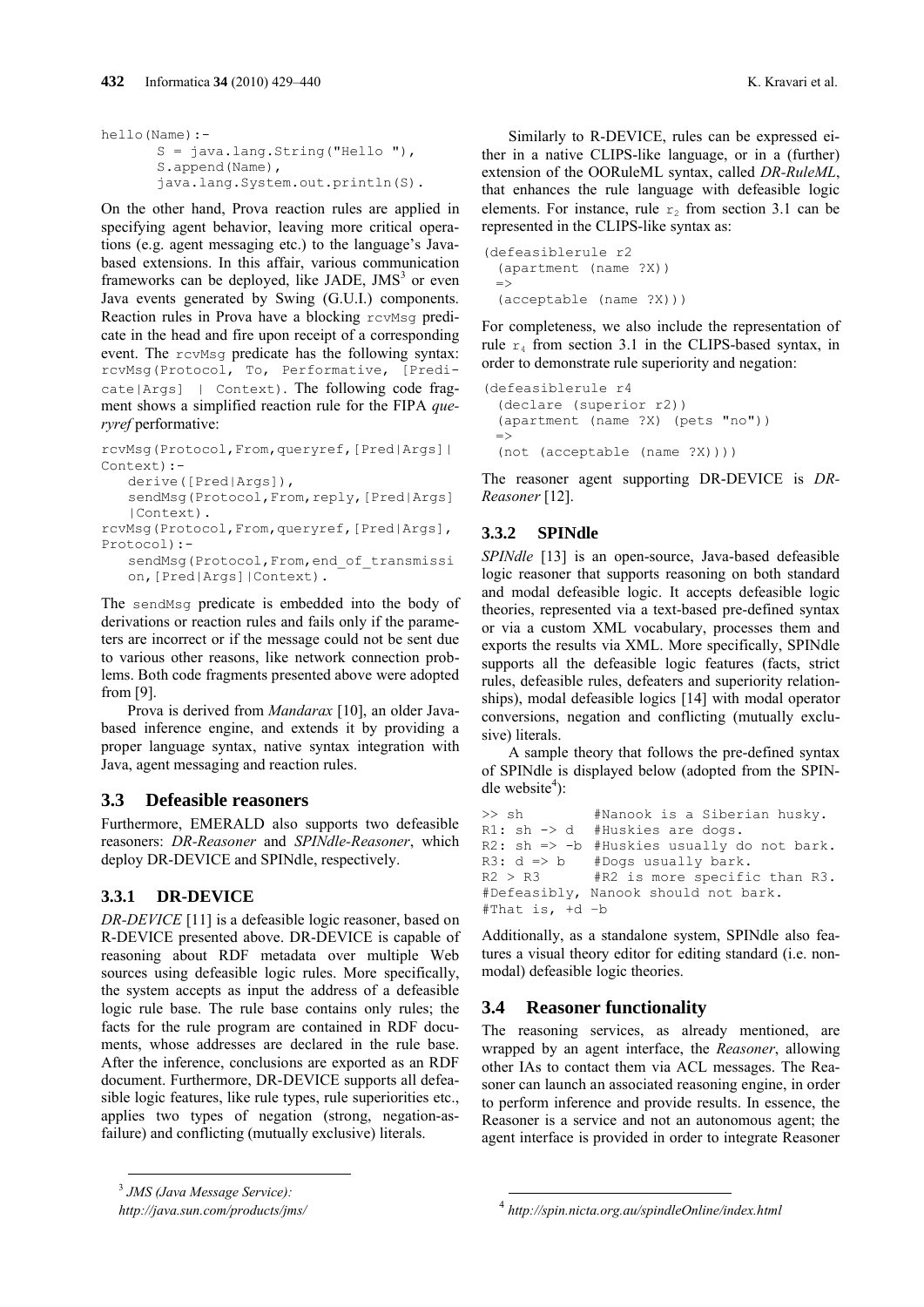```
hello(Name):-
       S = java.lang.String("Hello "),
       S.append(Name),
       java.lang.System.out.println(S).
```

On the other hand, Prova reaction rules are applied in specifying agent behavior, leaving more critical operations (e.g. agent messaging etc.) to the language's Java-based extensions. In this affair, various communication frameworks can be deployed, like JADE, JMS[3] or even Java events generated by Swing (G.U.I.) components. Reaction rules in Prova have a blocking `rcvMsg` predicate in the head and fire upon receipt of a corresponding event. The `rcvMsg` predicate has the following syntax: `rcvMsg(Protocol, To, Performative, [Predicate|Args] | Context)`. The following code fragment shows a simplified reaction rule for the FIPA *queryref* performative:

```
rcvMsg(Protocol,From,queryref,[Pred|Args]|
Context):-
   derive([Pred|Args]),
   sendMsg(Protocol,From,reply,[Pred|Args]
   |Context).
rcvMsg(Protocol,From,queryref,[Pred|Args],
Protocol):-
   sendMsg(Protocol,From,end_of_transmissi
   on,[Pred|Args]|Context).
```

The `sendMsg` predicate is embedded into the body of derivations or reaction rules and fails only if the parameters are incorrect or if the message could not be sent due to various other reasons, like network connection problems. Both code fragments presented above were adopted from [9].

Prova is derived from *Mandarax* [10], an older Java-based inference engine, and extends it by providing a proper language syntax, native syntax integration with Java, agent messaging and reaction rules.

## 3.3 Defeasible reasoners

Furthermore, EMERALD also supports two defeasible reasoners: *DR-Reasoner* and *SPINdle-Reasoner*, which deploy DR-DEVICE and SPINdle, respectively.

### 3.3.1 DR-DEVICE

*DR-DEVICE* [11] is a defeasible logic reasoner, based on R-DEVICE presented above. DR-DEVICE is capable of reasoning about RDF metadata over multiple Web sources using defeasible logic rules. More specifically, the system accepts as input the address of a defeasible logic rule base. The rule base contains only rules; the facts for the rule program are contained in RDF documents, whose addresses are declared in the rule base. After the inference, conclusions are exported as an RDF document. Furthermore, DR-DEVICE supports all defeasible logic features, like rule types, rule superiorities etc., applies two types of negation (strong, negation-as-failure) and conflicting (mutually exclusive) literals.

Similarly to R-DEVICE, rules can be expressed either in a native CLIPS-like language, or in a (further) extension of the OORuleML syntax, called *DR-RuleML*, that enhances the rule language with defeasible logic elements. For instance, rule $r_2$ from section 3.1 can be represented in the CLIPS-like syntax as:

```
(defeasiblerule r2
  (apartment (name ?X))
  =>
  (acceptable (name ?X)))
```

For completeness, we also include the representation of rule $r_4$ from section 3.1 in the CLIPS-based syntax, in order to demonstrate rule superiority and negation:

```
(defeasiblerule r4
  (declare (superior r2))
  (apartment (name ?X) (pets "no"))
  =>
  (not (acceptable (name ?X))))
```

The reasoner agent supporting DR-DEVICE is *DR-Reasoner* [12].

### 3.3.2 SPINdle

*SPINdle* [13] is an open-source, Java-based defeasible logic reasoner that supports reasoning on both standard and modal defeasible logic. It accepts defeasible logic theories, represented via a text-based pre-defined syntax or via a custom XML vocabulary, processes them and exports the results via XML. More specifically, SPINdle supports all the defeasible logic features (facts, strict rules, defeasible rules, defeaters and superiority relationships), modal defeasible logics [14] with modal operator conversions, negation and conflicting (mutually exclusive) literals.

A sample theory that follows the pre-defined syntax of SPINdle is displayed below (adopted from the SPINdle website[4]):

```
>> sh         #Nanook is a Siberian husky.
R1: sh -> d   #Huskies are dogs.
R2: sh => -b  #Huskies usually do not bark.
R3: d => b    #Dogs usually bark.
R2 > R3       #R2 is more specific than R3.
#Defeasibly, Nanook should not bark.
#That is, +d -b
```

Additionally, as a standalone system, SPINdle also features a visual theory editor for editing standard (i.e. non-modal) defeasible logic theories.

## 3.4 Reasoner functionality

The reasoning services, as already mentioned, are wrapped by an agent interface, the *Reasoner*, allowing other IAs to contact them via ACL messages. The Reasoner can launch an associated reasoning engine, in order to perform inference and provide results. In essence, the Reasoner is a service and not an autonomous agent; the agent interface is provided in order to integrate Reasoner

[3] *JMS (Java Message Service): http://java.sun.com/products/jms/*

[4] *http://spin.nicta.org.au/spindleOnline/index.html*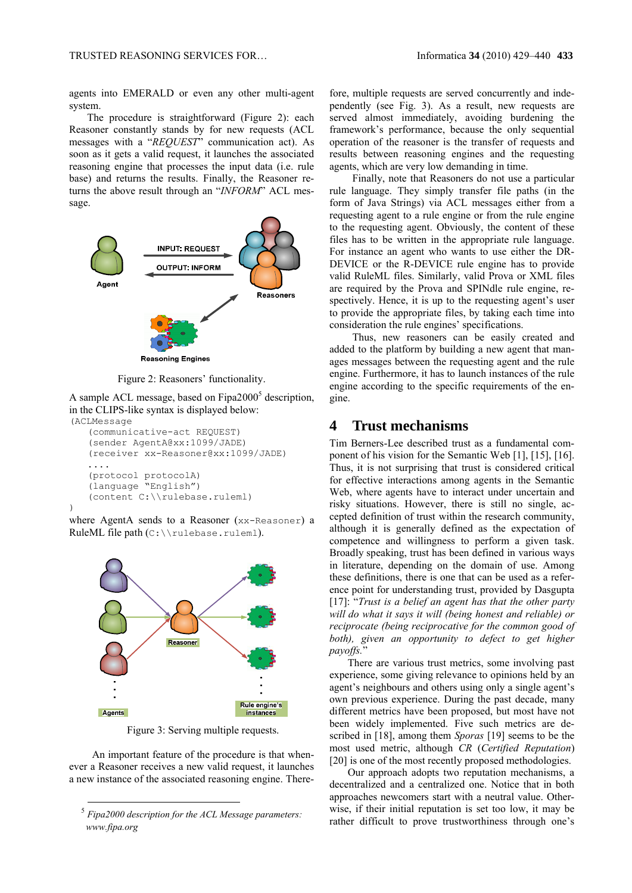agents into EMERALD or even any other multi-agent system.

The procedure is straightforward (Figure 2): each Reasoner constantly stands by for new requests (ACL messages with a "*REQUEST*" communication act). As soon as it gets a valid request, it launches the associated reasoning engine that processes the input data (i.e. rule base) and returns the results. Finally, the Reasoner returns the above result through an "*INFORM*" ACL message.

Figure 2: Reasoners' functionality.

A sample ACL message, based on Fipa2000[5] description, in the CLIPS-like syntax is displayed below:

```
(ACLMessage
    (communicative-act REQUEST)
    (sender AgentA@xx:1099/JADE)
    (receiver xx-Reasoner@xx:1099/JADE)
    ....
    (protocol protocolA)
    (language "English")
    (content C:\\rulebase.ruleml)
)
```

where AgentA sends to a Reasoner (`xx-Reasoner`) a RuleML file path (`C:\\rulebase.ruleml`).

Figure 3: Serving multiple requests.

An important feature of the procedure is that whenever a Reasoner receives a new valid request, it launches a new instance of the associated reasoning engine. Therefore, multiple requests are served concurrently and independently (see Fig. 3). As a result, new requests are served almost immediately, avoiding burdening the framework's performance, because the only sequential operation of the reasoner is the transfer of requests and results between reasoning engines and the requesting agents, which are very low demanding in time.

Finally, note that Reasoners do not use a particular rule language. They simply transfer file paths (in the form of Java Strings) via ACL messages either from a requesting agent to a rule engine or from the rule engine to the requesting agent. Obviously, the content of these files has to be written in the appropriate rule language. For instance an agent who wants to use either the DR-DEVICE or the R-DEVICE rule engine has to provide valid RuleML files. Similarly, valid Prova or XML files are required by the Prova and SPINdle rule engine, respectively. Hence, it is up to the requesting agent's user to provide the appropriate files, by taking each time into consideration the rule engines' specifications.

Thus, new reasoners can be easily created and added to the platform by building a new agent that manages messages between the requesting agent and the rule engine. Furthermore, it has to launch instances of the rule engine according to the specific requirements of the engine.

## 4 Trust mechanisms

Tim Berners-Lee described trust as a fundamental component of his vision for the Semantic Web [1], [15], [16]. Thus, it is not surprising that trust is considered critical for effective interactions among agents in the Semantic Web, where agents have to interact under uncertain and risky situations. However, there is still no single, accepted definition of trust within the research community, although it is generally defined as the expectation of competence and willingness to perform a given task. Broadly speaking, trust has been defined in various ways in literature, depending on the domain of use. Among these definitions, there is one that can be used as a reference point for understanding trust, provided by Dasgupta [17]: "*Trust is a belief an agent has that the other party will do what it says it will (being honest and reliable) or reciprocate (being reciprocative for the common good of both), given an opportunity to defect to get higher payoffs.*"

There are various trust metrics, some involving past experience, some giving relevance to opinions held by an agent's neighbours and others using only a single agent's own previous experience. During the past decade, many different metrics have been proposed, but most have not been widely implemented. Five such metrics are described in [18], among them *Sporas* [19] seems to be the most used metric, although *CR* (*Certified Reputation*) [20] is one of the most recently proposed methodologies.

Our approach adopts two reputation mechanisms, a decentralized and a centralized one. Notice that in both approaches newcomers start with a neutral value. Otherwise, if their initial reputation is set too low, it may be rather difficult to prove trustworthiness through one's

[5] *Fipa2000 description for the ACL Message parameters: www.fipa.org*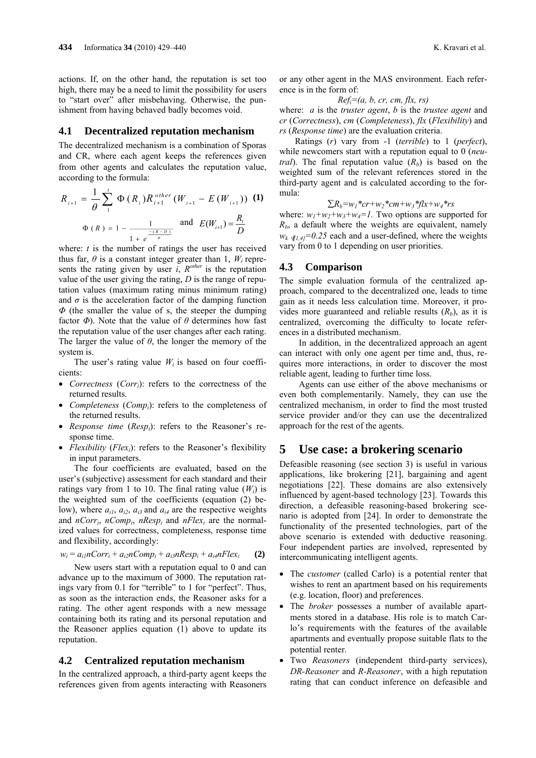actions. If, on the other hand, the reputation is set too high, there may be a need to limit the possibility for users to "start over" after misbehaving. Otherwise, the punishment from having behaved badly becomes void.

### 4.1 Decentralized reputation mechanism

The decentralized mechanism is a combination of Sporas and CR, where each agent keeps the references given from other agents and calculates the reputation value, according to the formula:

$$R_{i+1} = \frac{1}{\theta} \sum_{1}^{t} \Phi(R_i) R_{i+1}^{other} (W_{i+1} - E(W_{i+1})) \quad \textbf{(1)}$$

$$\Phi(R) = 1 - \frac{1}{1 + e^{\frac{-(R-D)}{\sigma}}} \quad \text{and} \quad E(W_{i+1}) = \frac{R_i}{D}$$

where: $t$ is the number of ratings the user has received thus far, $\theta$ is a constant integer greater than 1, $W_i$ represents the rating given by user $i$, $R^{other}$ is the reputation value of the user giving the rating, $D$ is the range of reputation values (maximum rating minus minimum rating) and $\sigma$ is the acceleration factor of the damping function $\Phi$ (the smaller the value of s, the steeper the dumping factor $\Phi$). Note that the value of $\theta$ determines how fast the reputation value of the user changes after each rating. The larger the value of $\theta$, the longer the memory of the system is.

The user's rating value $W_i$ is based on four coefficients:

- *Correctness* (*Corr*$_i$): refers to the correctness of the returned results.
- *Completeness* (*Comp*$_i$): refers to the completeness of the returned results.
- *Response time* (*Resp*$_i$): refers to the Reasoner's response time.
- *Flexibility* (*Flex*$_i$): refers to the Reasoner's flexibility in input parameters.

The four coefficients are evaluated, based on the user's (subjective) assessment for each standard and their ratings vary from 1 to 10. The final rating value ($W_i$) is the weighted sum of the coefficients (equation (2) below), where $a_{i1}$, $a_{i2}$, $a_{i3}$ and $a_{i4}$ are the respective weights and $nCorr_i$, $nComp_i$, $nResp_i$ and $nFlex_i$ are the normalized values for correctness, completeness, response time and flexibility, accordingly:

$$w_i = a_{i1} nCorr_i + a_{i2} nComp_i + a_{i3} nResp_i + a_{i4} nFlex_i \quad \textbf{(2)}$$

New users start with a reputation equal to 0 and can advance up to the maximum of 3000. The reputation ratings vary from 0.1 for "terrible" to 1 for "perfect". Thus, as soon as the interaction ends, the Reasoner asks for a rating. The other agent responds with a new message containing both its rating and its personal reputation and the Reasoner applies equation (1) above to update its reputation.

### 4.2 Centralized reputation mechanism

In the centralized approach, a third-party agent keeps the references given from agents interacting with Reasoners or any other agent in the MAS environment. Each reference is in the form of:

$$Ref_i = (a, b, cr, cm, flx, rs)$$

where: $a$ is the *truster agent*, $b$ is the *trustee agent* and $cr$ (*Correctness*), $cm$ (*Completeness*), $flx$ (*Flexibility*) and $rs$ (*Response time*) are the evaluation criteria.

Ratings ($r$) vary from -1 (*terrible*) to 1 (*perfect*), while newcomers start with a reputation equal to 0 (*neutral*). The final reputation value ($R_b$) is based on the weighted sum of the relevant references stored in the third-party agent and is calculated according to the formula:

$$\sum R_b = w_1 * cr + w_2 * cm + w_3 * flx + w_4 * rs$$

where: $w_1+w_2+w_3+w_4=1$. Two options are supported for $R_b$, a default where the weights are equivalent, namely $w_{k\,\in[1,4]}=0.25$ each and a user-defined, where the weights vary from 0 to 1 depending on user priorities.

### 4.3 Comparison

The simple evaluation formula of the centralized approach, compared to the decentralized one, leads to time gain as it needs less calculation time. Moreover, it provides more guaranteed and reliable results ($R_b$), as it is centralized, overcoming the difficulty to locate references in a distributed mechanism.

In addition, in the decentralized approach an agent can interact with only one agent per time and, thus, requires more interactions, in order to discover the most reliable agent, leading to further time loss.

Agents can use either of the above mechanisms or even both complementarily. Namely, they can use the centralized mechanism, in order to find the most trusted service provider and/or they can use the decentralized approach for the rest of the agents.

## 5 Use case: a brokering scenario

Defeasible reasoning (see section 3) is useful in various applications, like brokering [21], bargaining and agent negotiations [22]. These domains are also extensively influenced by agent-based technology [23]. Towards this direction, a defeasible reasoning-based brokering scenario is adopted from [24]. In order to demonstrate the functionality of the presented technologies, part of the above scenario is extended with deductive reasoning. Four independent parties are involved, represented by intercommunicating intelligent agents.

- The *customer* (called Carlo) is a potential renter that wishes to rent an apartment based on his requirements (e.g. location, floor) and preferences.
- The *broker* possesses a number of available apartments stored in a database. His role is to match Carlo's requirements with the features of the available apartments and eventually propose suitable flats to the potential renter.
- Two *Reasoners* (independent third-party services), *DR-Reasoner* and *R-Reasoner*, with a high reputation rating that can conduct inference on defeasible and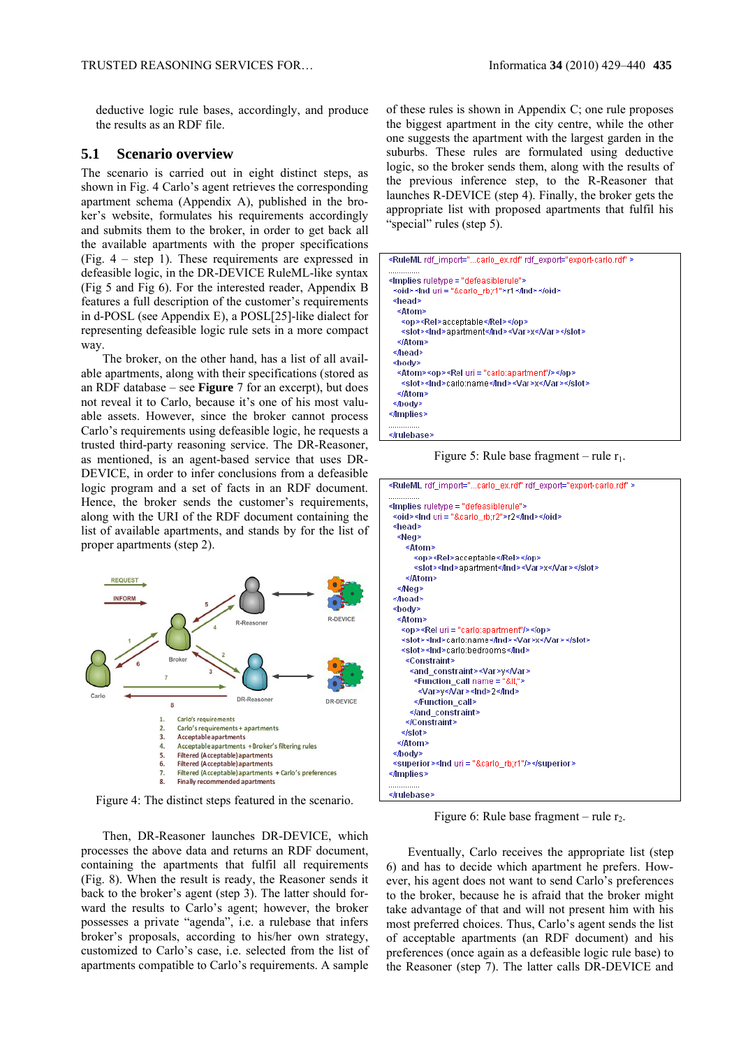deductive logic rule bases, accordingly, and produce the results as an RDF file.

## 5.1 Scenario overview

The scenario is carried out in eight distinct steps, as shown in Fig. 4 Carlo's agent retrieves the corresponding apartment schema (Appendix A), published in the broker's website, formulates his requirements accordingly and submits them to the broker, in order to get back all the available apartments with the proper specifications (Fig. 4 – step 1). These requirements are expressed in defeasible logic, in the DR-DEVICE RuleML-like syntax (Fig 5 and Fig 6). For the interested reader, Appendix B features a full description of the customer's requirements in d-POSL (see Appendix E), a POSL[25]-like dialect for representing defeasible logic rule sets in a more compact way.

The broker, on the other hand, has a list of all available apartments, along with their specifications (stored as an RDF database – see **Figure** 7 for an excerpt), but does not reveal it to Carlo, because it's one of his most valuable assets. However, since the broker cannot process Carlo's requirements using defeasible logic, he requests a trusted third-party reasoning service. The DR-Reasoner, as mentioned, is an agent-based service that uses DR-DEVICE, in order to infer conclusions from a defeasible logic program and a set of facts in an RDF document. Hence, the broker sends the customer's requirements, along with the URI of the RDF document containing the list of available apartments, and stands by for the list of proper apartments (step 2).

Figure 4: The distinct steps featured in the scenario.

Then, DR-Reasoner launches DR-DEVICE, which processes the above data and returns an RDF document, containing the apartments that fulfil all requirements (Fig. 8). When the result is ready, the Reasoner sends it back to the broker's agent (step 3). The latter should forward the results to Carlo's agent; however, the broker possesses a private "agenda", i.e. a rulebase that infers broker's proposals, according to his/her own strategy, customized to Carlo's case, i.e. selected from the list of apartments compatible to Carlo's requirements. A sample of these rules is shown in Appendix C; one rule proposes the biggest apartment in the city centre, while the other one suggests the apartment with the largest garden in the suburbs. These rules are formulated using deductive logic, so the broker sends them, along with the results of the previous inference step, to the R-Reasoner that launches R-DEVICE (step 4). Finally, the broker gets the appropriate list with proposed apartments that fulfil his "special" rules (step 5).

```
<RuleML rdf_import="...carlo_ex.rdf" rdf_export="export-carlo.rdf" >
..............
<Implies ruletype = "defeasiblerule">
  <oid><Ind uri = "&carlo_rb;r1">r1</Ind></oid>
  <head>
    <Atom>
      <op><Rel>acceptable</Rel></op>
      <slot><Ind>apartment</Ind><Var>x</Var></slot>
    </Atom>
  </head>
  <body>
    <Atom><op><Rel uri = "carlo:apartment"/></op>
      <slot><Ind>carlo:name</Ind><Var>x</Var></slot>
    </Atom>
  </body>
</Implies>
..............
</rulebase>
```

Figure 5: Rule base fragment – rule $r_1$.

```
<RuleML rdf_import="...carlo_ex.rdf" rdf_export="export-carlo.rdf" >
..............
<Implies ruletype = "defeasiblerule">
  <oid><Ind uri = "&carlo_rb;r2">r2</Ind></oid>
  <head>
    <Neg>
      <Atom>
        <op><Rel>acceptable</Rel></op>
        <slot><Ind>apartment</Ind><Var>x</Var></slot>
      </Atom>
    </Neg>
  </head>
  <body>
    <Atom>
      <op><Rel uri = "carlo:apartment"/></op>
      <slot><Ind>carlo:name</Ind><Var>x</Var></slot>
      <slot><Ind>carlo:bedrooms</Ind>
        <Constraint>
          <and_constraint><Var>y</Var>
            <Function_call name = "&lt;">
              <Var>y</Var><Ind>2</Ind>
            </Function_call>
          </and_constraint>
        </Constraint>
      </slot>
    </Atom>
  </body>
  <superior><Ind uri = "&carlo_rb;r1"/></superior>
</Implies>
..............
</rulebase>
```

Figure 6: Rule base fragment – rule $r_2$.

Eventually, Carlo receives the appropriate list (step 6) and has to decide which apartment he prefers. However, his agent does not want to send Carlo's preferences to the broker, because he is afraid that the broker might take advantage of that and will not present him with his most preferred choices. Thus, Carlo's agent sends the list of acceptable apartments (an RDF document) and his preferences (once again as a defeasible logic rule base) to the Reasoner (step 7). The latter calls DR-DEVICE and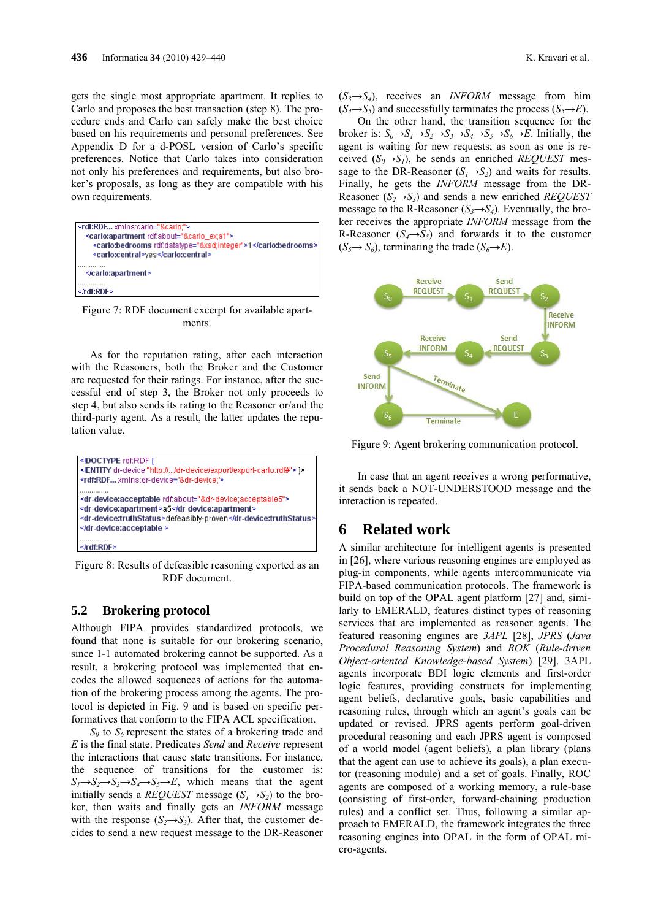gets the single most appropriate apartment. It replies to Carlo and proposes the best transaction (step 8). The procedure ends and Carlo can safely make the best choice based on his requirements and personal preferences. See Appendix D for a d-POSL version of Carlo's specific preferences. Notice that Carlo takes into consideration not only his preferences and requirements, but also broker's proposals, as long as they are compatible with his own requirements.

```
<rdf:RDF... xmlns:carlo="&carlo;">
  <carlo:apartment rdf:about="&carlo_ex;a1">
    <carlo:bedrooms rdf:datatype="&xsd;integer">1</carlo:bedrooms>
    <carlo:central>yes</carlo:central>
  ..............
  </carlo:apartment>
..............
</rdf:RDF>
```

Figure 7: RDF document excerpt for available apartments.

As for the reputation rating, after each interaction with the Reasoners, both the Broker and the Customer are requested for their ratings. For instance, after the successful end of step 3, the Broker not only proceeds to step 4, but also sends its rating to the Reasoner or/and the third-party agent. As a result, the latter updates the reputation value.

```
<!DOCTYPE rdf:RDF [
<!ENTITY dr-device "http://.../dr-device/export/export-carlo.rdf#"> ]>
<rdf:RDF... xmlns:dr-device='&dr-device;'>
..............
<dr-device:acceptable rdf:about="&dr-device;acceptable5">
<dr-device:apartment>a5</dr-device:apartment>
<dr-device:truthStatus>defeasibly-proven</dr-device:truthStatus>
</dr-device:acceptable >
..............
</rdf:RDF>
```

Figure 8: Results of defeasible reasoning exported as an RDF document.

## 5.2 Brokering protocol

Although FIPA provides standardized protocols, we found that none is suitable for our brokering scenario, since 1-1 automated brokering cannot be supported. As a result, a brokering protocol was implemented that encodes the allowed sequences of actions for the automation of the brokering process among the agents. The protocol is depicted in Fig. 9 and is based on specific performatives that conform to the FIPA ACL specification.

$S_0$ to $S_6$ represent the states of a brokering trade and $E$ is the final state. Predicates *Send* and *Receive* represent the interactions that cause state transitions. For instance, the sequence of transitions for the customer is: $S_1 \rightarrow S_2 \rightarrow S_3 \rightarrow S_4 \rightarrow S_5 \rightarrow E$, which means that the agent initially sends a *REQUEST* message ($S_1 \rightarrow S_2$) to the broker, then waits and finally gets an *INFORM* message with the response ($S_2 \rightarrow S_3$). After that, the customer decides to send a new request message to the DR-Reasoner ($S_3 \rightarrow S_4$), receives an *INFORM* message from him ($S_4 \rightarrow S_5$) and successfully terminates the process ($S_5 \rightarrow E$).

On the other hand, the transition sequence for the broker is: $S_0 \rightarrow S_1 \rightarrow S_2 \rightarrow S_3 \rightarrow S_4 \rightarrow S_5 \rightarrow S_6 \rightarrow E$. Initially, the agent is waiting for new requests; as soon as one is received ($S_0 \rightarrow S_1$), he sends an enriched *REQUEST* message to the DR-Reasoner ($S_1 \rightarrow S_2$) and waits for results. Finally, he gets the *INFORM* message from the DR-Reasoner ($S_2 \rightarrow S_3$) and sends a new enriched *REQUEST* message to the R-Reasoner ($S_3 \rightarrow S_4$). Eventually, the broker receives the appropriate *INFORM* message from the R-Reasoner ($S_4 \rightarrow S_5$) and forwards it to the customer ($S_5 \rightarrow S_6$), terminating the trade ($S_6 \rightarrow E$).

Figure 9: Agent brokering communication protocol.

In case that an agent receives a wrong performative, it sends back a NOT-UNDERSTOOD message and the interaction is repeated.

# 6 Related work

A similar architecture for intelligent agents is presented in [26], where various reasoning engines are employed as plug-in components, while agents intercommunicate via FIPA-based communication protocols. The framework is build on top of the OPAL agent platform [27] and, similarly to EMERALD, features distinct types of reasoning services that are implemented as reasoner agents. The featured reasoning engines are *3APL* [28], *JPRS* (*Java Procedural Reasoning System*) and *ROK* (*Rule-driven Object-oriented Knowledge-based System*) [29]. 3APL agents incorporate BDI logic elements and first-order logic features, providing constructs for implementing agent beliefs, declarative goals, basic capabilities and reasoning rules, through which an agent's goals can be updated or revised. JPRS agents perform goal-driven procedural reasoning and each JPRS agent is composed of a world model (agent beliefs), a plan library (plans that the agent can use to achieve its goals), a plan executor (reasoning module) and a set of goals. Finally, ROC agents are composed of a working memory, a rule-base (consisting of first-order, forward-chaining production rules) and a conflict set. Thus, following a similar approach to EMERALD, the framework integrates the three reasoning engines into OPAL in the form of OPAL micro-agents.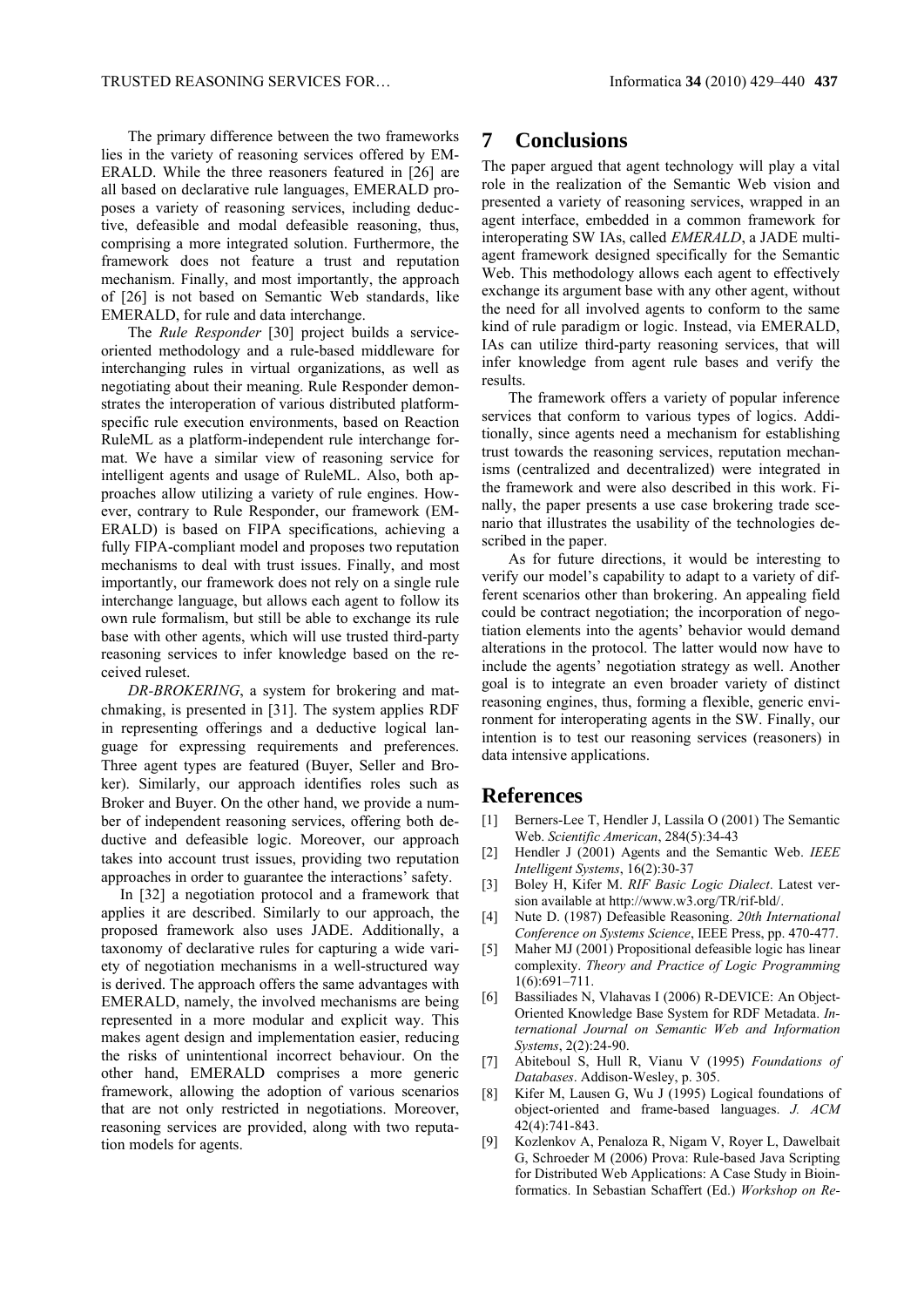The primary difference between the two frameworks lies in the variety of reasoning services offered by EMERALD. While the three reasoners featured in [26] are all based on declarative rule languages, EMERALD proposes a variety of reasoning services, including deductive, defeasible and modal defeasible reasoning, thus, comprising a more integrated solution. Furthermore, the framework does not feature a trust and reputation mechanism. Finally, and most importantly, the approach of [26] is not based on Semantic Web standards, like EMERALD, for rule and data interchange.

The *Rule Responder* [30] project builds a service-oriented methodology and a rule-based middleware for interchanging rules in virtual organizations, as well as negotiating about their meaning. Rule Responder demonstrates the interoperation of various distributed platform-specific rule execution environments, based on Reaction RuleML as a platform-independent rule interchange format. We have a similar view of reasoning service for intelligent agents and usage of RuleML. Also, both approaches allow utilizing a variety of rule engines. However, contrary to Rule Responder, our framework (EMERALD) is based on FIPA specifications, achieving a fully FIPA-compliant model and proposes two reputation mechanisms to deal with trust issues. Finally, and most importantly, our framework does not rely on a single rule interchange language, but allows each agent to follow its own rule formalism, but still be able to exchange its rule base with other agents, which will use trusted third-party reasoning services to infer knowledge based on the received ruleset.

*DR-BROKERING*, a system for brokering and matchmaking, is presented in [31]. The system applies RDF in representing offerings and a deductive logical language for expressing requirements and preferences. Three agent types are featured (Buyer, Seller and Broker). Similarly, our approach identifies roles such as Broker and Buyer. On the other hand, we provide a number of independent reasoning services, offering both deductive and defeasible logic. Moreover, our approach takes into account trust issues, providing two reputation approaches in order to guarantee the interactions' safety.

In [32] a negotiation protocol and a framework that applies it are described. Similarly to our approach, the proposed framework also uses JADE. Additionally, a taxonomy of declarative rules for capturing a wide variety of negotiation mechanisms in a well-structured way is derived. The approach offers the same advantages with EMERALD, namely, the involved mechanisms are being represented in a more modular and explicit way. This makes agent design and implementation easier, reducing the risks of unintentional incorrect behaviour. On the other hand, EMERALD comprises a more generic framework, allowing the adoption of various scenarios that are not only restricted in negotiations. Moreover, reasoning services are provided, along with two reputation models for agents.

# 7 Conclusions

The paper argued that agent technology will play a vital role in the realization of the Semantic Web vision and presented a variety of reasoning services, wrapped in an agent interface, embedded in a common framework for interoperating SW IAs, called *EMERALD*, a JADE multi-agent framework designed specifically for the Semantic Web. This methodology allows each agent to effectively exchange its argument base with any other agent, without the need for all involved agents to conform to the same kind of rule paradigm or logic. Instead, via EMERALD, IAs can utilize third-party reasoning services, that will infer knowledge from agent rule bases and verify the results.

The framework offers a variety of popular inference services that conform to various types of logics. Additionally, since agents need a mechanism for establishing trust towards the reasoning services, reputation mechanisms (centralized and decentralized) were integrated in the framework and were also described in this work. Finally, the paper presents a use case brokering trade scenario that illustrates the usability of the technologies described in the paper.

As for future directions, it would be interesting to verify our model's capability to adapt to a variety of different scenarios other than brokering. An appealing field could be contract negotiation; the incorporation of negotiation elements into the agents' behavior would demand alterations in the protocol. The latter would now have to include the agents' negotiation strategy as well. Another goal is to integrate an even broader variety of distinct reasoning engines, thus, forming a flexible, generic environment for interoperating agents in the SW. Finally, our intention is to test our reasoning services (reasoners) in data intensive applications.

# References

[1] Berners-Lee T, Hendler J, Lassila O (2001) The Semantic Web. *Scientific American*, 284(5):34-43

[2] Hendler J (2001) Agents and the Semantic Web. *IEEE Intelligent Systems*, 16(2):30-37

[3] Boley H, Kifer M. *RIF Basic Logic Dialect*. Latest version available at http://www.w3.org/TR/rif-bld/.

[4] Nute D. (1987) Defeasible Reasoning. *20th International Conference on Systems Science*, IEEE Press, pp. 470-477.

[5] Maher MJ (2001) Propositional defeasible logic has linear complexity. *Theory and Practice of Logic Programming* 1(6):691–711.

[6] Bassiliades N, Vlahavas I (2006) R-DEVICE: An Object-Oriented Knowledge Base System for RDF Metadata. *International Journal on Semantic Web and Information Systems*, 2(2):24-90.

[7] Abiteboul S, Hull R, Vianu V (1995) *Foundations of Databases*. Addison-Wesley, p. 305.

[8] Kifer M, Lausen G, Wu J (1995) Logical foundations of object-oriented and frame-based languages. *J. ACM* 42(4):741-843.

[9] Kozlenkov A, Penaloza R, Nigam V, Royer L, Dawelbait G, Schroeder M (2006) Prova: Rule-based Java Scripting for Distributed Web Applications: A Case Study in Bioinformatics. In Sebastian Schaffert (Ed.) *Workshop on Re-*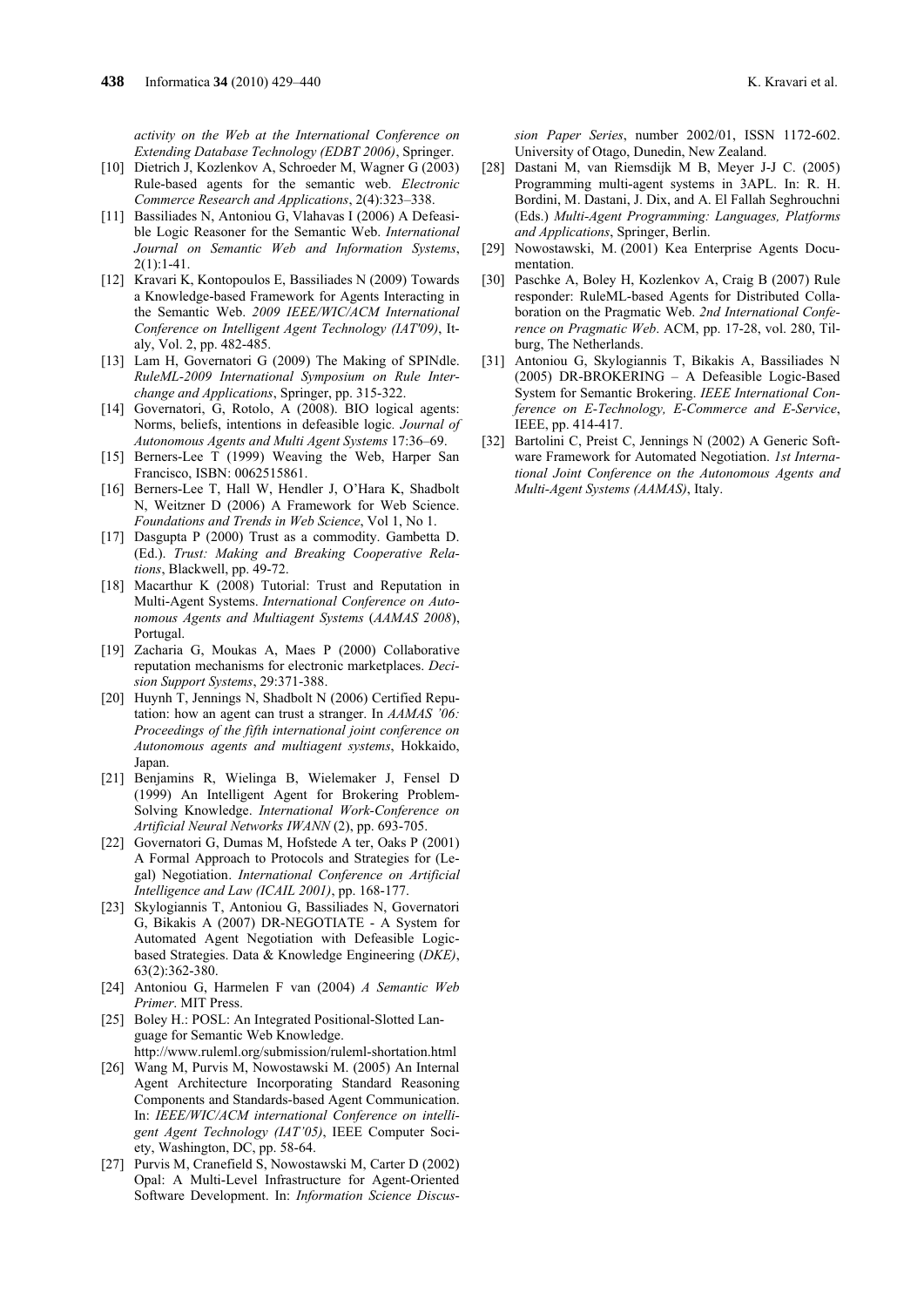*activity on the Web at the International Conference on Extending Database Technology (EDBT 2006)*, Springer.

[10] Dietrich J, Kozlenkov A, Schroeder M, Wagner G (2003) Rule-based agents for the semantic web. *Electronic Commerce Research and Applications*, 2(4):323–338.

[11] Bassiliades N, Antoniou G, Vlahavas I (2006) A Defeasible Logic Reasoner for the Semantic Web. *International Journal on Semantic Web and Information Systems*, 2(1):1-41.

[12] Kravari K, Kontopoulos E, Bassiliades N (2009) Towards a Knowledge-based Framework for Agents Interacting in the Semantic Web. *2009 IEEE/WIC/ACM International Conference on Intelligent Agent Technology (IAT'09)*, Italy, Vol. 2, pp. 482-485.

[13] Lam H, Governatori G (2009) The Making of SPINdle. *RuleML-2009 International Symposium on Rule Interchange and Applications*, Springer, pp. 315-322.

[14] Governatori, G, Rotolo, A (2008). BIO logical agents: Norms, beliefs, intentions in defeasible logic. *Journal of Autonomous Agents and Multi Agent Systems* 17:36–69.

[15] Berners-Lee T (1999) Weaving the Web, Harper San Francisco, ISBN: 0062515861.

[16] Berners-Lee T, Hall W, Hendler J, O'Hara K, Shadbolt N, Weitzner D (2006) A Framework for Web Science. *Foundations and Trends in Web Science*, Vol 1, No 1.

[17] Dasgupta P (2000) Trust as a commodity. Gambetta D. (Ed.). *Trust: Making and Breaking Cooperative Relations*, Blackwell, pp. 49-72.

[18] Macarthur K (2008) Tutorial: Trust and Reputation in Multi-Agent Systems. *International Conference on Autonomous Agents and Multiagent Systems* (*AAMAS 2008*), Portugal.

[19] Zacharia G, Moukas A, Maes P (2000) Collaborative reputation mechanisms for electronic marketplaces. *Decision Support Systems*, 29:371-388.

[20] Huynh T, Jennings N, Shadbolt N (2006) Certified Reputation: how an agent can trust a stranger. In *AAMAS '06: Proceedings of the fifth international joint conference on Autonomous agents and multiagent systems*, Hokkaido, Japan.

[21] Benjamins R, Wielinga B, Wielemaker J, Fensel D (1999) An Intelligent Agent for Brokering Problem-Solving Knowledge. *International Work-Conference on Artificial Neural Networks IWANN* (2), pp. 693-705.

[22] Governatori G, Dumas M, Hofstede A ter, Oaks P (2001) A Formal Approach to Protocols and Strategies for (Legal) Negotiation. *International Conference on Artificial Intelligence and Law (ICAIL 2001)*, pp. 168-177.

[23] Skylogiannis T, Antoniou G, Bassiliades N, Governatori G, Bikakis A (2007) DR-NEGOTIATE - A System for Automated Agent Negotiation with Defeasible Logic-based Strategies. Data & Knowledge Engineering (*DKE)*, 63(2):362-380.

[24] Antoniou G, Harmelen F van (2004) *A Semantic Web Primer*. MIT Press.

[25] Boley H.: POSL: An Integrated Positional-Slotted Language for Semantic Web Knowledge. http://www.ruleml.org/submission/ruleml-shortation.html

[26] Wang M, Purvis M, Nowostawski M. (2005) An Internal Agent Architecture Incorporating Standard Reasoning Components and Standards-based Agent Communication. In: *IEEE/WIC/ACM international Conference on intelligent Agent Technology (IAT'05)*, IEEE Computer Society, Washington, DC, pp. 58-64.

[27] Purvis M, Cranefield S, Nowostawski M, Carter D (2002) Opal: A Multi-Level Infrastructure for Agent-Oriented Software Development. In: *Information Science Discussion Paper Series*, number 2002/01, ISSN 1172-602. University of Otago, Dunedin, New Zealand.

[28] Dastani M, van Riemsdijk M B, Meyer J-J C. (2005) Programming multi-agent systems in 3APL. In: R. H. Bordini, M. Dastani, J. Dix, and A. El Fallah Seghrouchni (Eds.) *Multi-Agent Programming: Languages, Platforms and Applications*, Springer, Berlin.

[29] Nowostawski, M. (2001) Kea Enterprise Agents Documentation.

[30] Paschke A, Boley H, Kozlenkov A, Craig B (2007) Rule responder: RuleML-based Agents for Distributed Collaboration on the Pragmatic Web. *2nd International Conference on Pragmatic Web*. ACM, pp. 17-28, vol. 280, Tilburg, The Netherlands.

[31] Antoniou G, Skylogiannis T, Bikakis A, Bassiliades N (2005) DR-BROKERING – A Defeasible Logic-Based System for Semantic Brokering. *IEEE International Conference on E-Technology, E-Commerce and E-Service*, IEEE, pp. 414-417.

[32] Bartolini C, Preist C, Jennings N (2002) A Generic Software Framework for Automated Negotiation. *1st International Joint Conference on the Autonomous Agents and Multi-Agent Systems (AAMAS)*, Italy.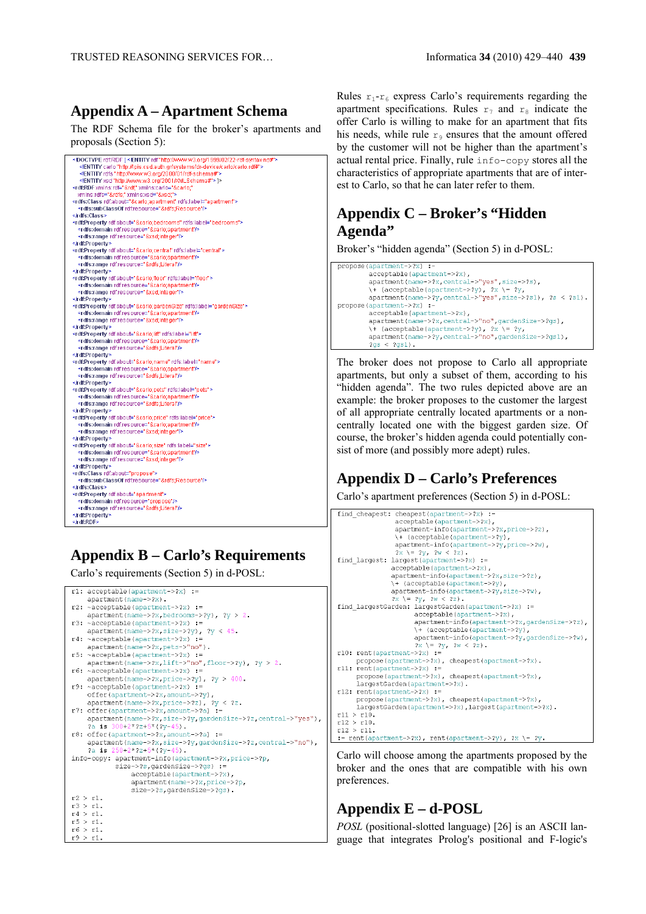## Appendix A – Apartment Schema

The RDF Schema file for the broker's apartments and proposals (Section 5):

```
<!DOCTYPE rdf:RDF [<!ENTITY rdf "http://www.w3.org/1999/02/22-rdf-syntax-ns#">
   <!ENTITY carlo "http://lpis.csd.auth.gr/systems/dr-device/carlo/carlo.rdf#">
   <!ENTITY rdfs "http://www.w3.org/2000/01/rdf-schema#">
   <!ENTITY xsd "http://www.w3.org/2001/XMLSchema#"> ]>
<rdf:RDF xmlns:rdf="&rdf;" xmlns:carlo="&carlo;"
  xmlns:rdfs="&rdfs;" xmlns:xsd="&xsd;">
<rdfs:Class rdf:about="&carlo;apartment" rdfs:label="apartment">
  <rdfs:subClassOf rdf:resource="&rdfs;Resource"/>
</rdfs:Class>
<rdf:Property rdf:about="&carlo;bedrooms" rdfs:label="bedrooms">
  <rdfs:domain rdf:resource="&carlo;apartment"/>
  <rdfs:range rdf:resource="&xsd;integer"/>
</rdf:Property>
<rdf:Property rdf:about="&carlo;central" rdfs:label="central">
  <rdfs:domain rdf:resource="&carlo;apartment"/>
  <rdfs:range rdf:resource="&rdfs;Literal"/>
</rdf:Property>
<rdf:Property rdf:about="&carlo;floor" rdfs:label="floor">
  <rdfs:domain rdf:resource="&carlo;apartment"/>
  <rdfs:range rdf:resource="&xsd;integer"/>
</rdf:Property>
<rdf:Property rdf:about="&carlo;gardenSize" rdfs:label="gardenSize">
  <rdfs:domain rdf:resource="&carlo;apartment"/>
  <rdfs:range rdf:resource="&xsd;integer"/>
</rdf:Property>
<rdf:Property rdf:about="&carlo;lift" rdfs:label="lift">
  <rdfs:domain rdf:resource="&carlo;apartment"/>
  <rdfs:range rdf:resource="&rdfs;Literal"/>
</rdf:Property>
<rdf:Property rdf:about="&carlo;name" rdfs:label="name">
  <rdfs:domain rdf:resource="&carlo;apartment"/>
  <rdfs:range rdf:resource="&rdfs;Literal"/>
</rdf:Property>
<rdf:Property rdf:about="&carlo;pets" rdfs:label="pets">
  <rdfs:domain rdf:resource="&carlo;apartment"/>
  <rdfs:range rdf:resource="&rdfs;Literal"/>
</rdf:Property>
<rdf:Property rdf:about="&carlo;price" rdfs:label="price">
  <rdfs:domain rdf:resource="&carlo;apartment"/>
  <rdfs:range rdf:resource="&xsd;integer"/>
</rdf:Property>
<rdf:Property rdf:about="&carlo;size" rdfs:label="size">
  <rdfs:domain rdf:resource="&carlo;apartment"/>
  <rdfs:range rdf:resource="&xsd;integer"/>
</rdf:Property>
<rdfs:Class rdf:about="propose">
  <rdfs:subClassOf rdf:resource="&rdfs;Resource"/>
</rdfs:Class>
<rdf:Property rdf:about="apartment">
  <rdfs:domain rdf:resource="propose"/>
  <rdfs:range rdf:resource="&rdfs;Literal"/>
</rdf:Property>
</rdf:RDF>
```

## Appendix B – Carlo's Requirements

Carlo's requirements (Section 5) in d-POSL:

```
r1: acceptable(apartment->?x) :=
    apartment(name->?x).
r2: ~acceptable(apartment->?x) :=
    apartment(name->?x,bedrooms->?y), ?y > 2.
r3: ~acceptable(apartment->?x) :=
    apartment(name->?x,size->?y), ?y < 45.
r4: ~acceptable(apartment->?x) :=
    apartment(name->?x,pets->"no").
r5: ~acceptable(apartment->?x) :=
    apartment(name->?x,lift->"no",floor->?y), ?y > 2.
r6: ~acceptable(apartment->?x) :=
    apartment(name->?x,price->?y), ?y > 400.
r9: ~acceptable(apartment->?x) :=
    offer(apartment->?x,amount->?y),
    apartment(name->?x,price->?z), ?y < ?z.
r7: offer(apartment->?x,amount->?a) :=
    apartment(name->?x,size->?y,gardenSize->?z,central->"yes"),
    ?a is 300+2*?z+5*(?y-45).
r8: offer(apartment->?x,amount->?a) :=
    apartment(name->?x,size->?y,gardenSize->?z,central->"no"),
    ?a is 250+2*?z+5*(?y-45).
info-copy: apartment-info(apartment->?x,price->?p,
           size->?s,gardenSize->?gs) :=
           acceptable(apartment->?x),
           apartment(name->?x,price->?p,
           size->?s,gardenSize->?gs).
r2 > r1.
r3 > r1.
r4 > r1.
r5 > r1.
r6 > r1.
r9 > r1.
```

Rules $r_1$-$r_6$ express Carlo's requirements regarding the apartment specifications. Rules $r_7$ and $r_8$ indicate the offer Carlo is willing to make for an apartment that fits his needs, while rule $r_9$ ensures that the amount offered by the customer will not be higher than the apartment's actual rental price. Finally, rule info-copy stores all the characteristics of appropriate apartments that are of interest to Carlo, so that he can later refer to them.

## Appendix C – Broker's "Hidden Agenda"

Broker's "hidden agenda" (Section 5) in d-POSL:

```
propose(apartment->?x) :-
      acceptable(apartment->?x),
      apartment(name->?x,central->"yes",size->?s),
      \+ (acceptable(apartment->?y), ?x \= ?y,
      apartment(name->?y,central->"yes",size->?s1), ?s < ?s1).
propose(apartment->?x) :-
      acceptable(apartment->?x),
      apartment(name->?x,central->"no",gardenSize->?gs),
      \+ (acceptable(apartment->?y), ?x \= ?y,
      apartment(name->?y,central->"no",gardenSize->?gs1),
      ?gs < ?gs1).
```

The broker does not propose to Carlo all appropriate apartments, but only a subset of them, according to his "hidden agenda". The two rules depicted above are an example: the broker proposes to the customer the largest of all appropriate centrally located apartments or a non-centrally located one with the biggest garden size. Of course, the broker's hidden agenda could potentially consist of more (and possibly more adept) rules.

## Appendix D – Carlo's Preferences

Carlo's apartment preferences (Section 5) in d-POSL:

```
find_cheapest: cheapest(apartment->?x) :=
               acceptable(apartment->?x),
               apartment-info(apartment->?x,price->?z),
               \+ (acceptable(apartment->?y),
               apartment-info(apartment->?y,price->?w),
               ?x \= ?y, ?w < ?z).
find_largest: largest(apartment->?x) :=
              acceptable(apartment->?x),
              apartment-info(apartment->?x,size->?z),
              \+ (acceptable(apartment->?y),
              apartment-info(apartment->?y,size->?w),
              ?x \= ?y, ?w < ?z).
find_largestGarden: largestGarden(apartment->?x) :=
                    acceptable(apartment->?x),
                    apartment-info(apartment->?x,gardenSize->?z),
                    \+ (acceptable(apartment->?y),
                    apartment-info(apartment->?y,gardenSize->?w),
                    ?x \= ?y, ?w < ?z).
r10: rent(apartment->?x) :=
     propose(apartment->?x), cheapest(apartment->?x).
r11: rent(apartment->?x) :=
     propose(apartment->?x), cheapest(apartment->?x),
     largestGarden(apartment->?x).
r12: rent(apartment->?x) :=
     propose(apartment->?x), cheapest(apartment->?x),
     largestGarden(apartment->?x),largest(apartment->?x).
r11 > r10.
r12 > r10.
r12 > r11.
:- rent(apartment->?x), rent(apartment->?y), ?x \= ?y.
```

Carlo will choose among the apartments proposed by the broker and the ones that are compatible with his own preferences.

## Appendix E – d-POSL

*POSL* (positional-slotted language) [26] is an ASCII language that integrates Prolog's positional and F-logic's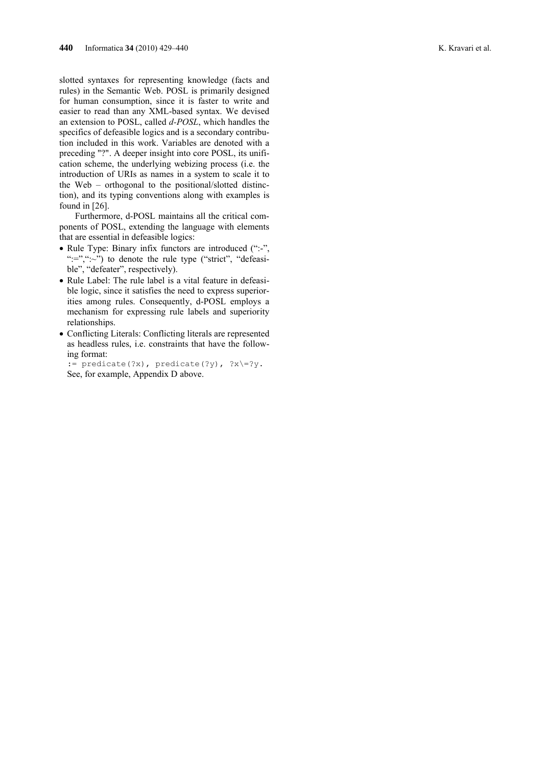slotted syntaxes for representing knowledge (facts and rules) in the Semantic Web. POSL is primarily designed for human consumption, since it is faster to write and easier to read than any XML-based syntax. We devised an extension to POSL, called *d-POSL*, which handles the specifics of defeasible logics and is a secondary contribution included in this work. Variables are denoted with a preceding "?". A deeper insight into core POSL, its unification scheme, the underlying webizing process (i.e. the introduction of URIs as names in a system to scale it to the Web – orthogonal to the positional/slotted distinction), and its typing conventions along with examples is found in [26].

Furthermore, d-POSL maintains all the critical components of POSL, extending the language with elements that are essential in defeasible logics:

- Rule Type: Binary infix functors are introduced (":-", ":=",":~") to denote the rule type ("strict", "defeasible", "defeater", respectively).
- Rule Label: The rule label is a vital feature in defeasible logic, since it satisfies the need to express superiorities among rules. Consequently, d-POSL employs a mechanism for expressing rule labels and superiority relationships.
- Conflicting Literals: Conflicting literals are represented as headless rules, i.e. constraints that have the following format:
  `:= predicate(?x), predicate(?y), ?x\=?y.`
  See, for example, Appendix D above.